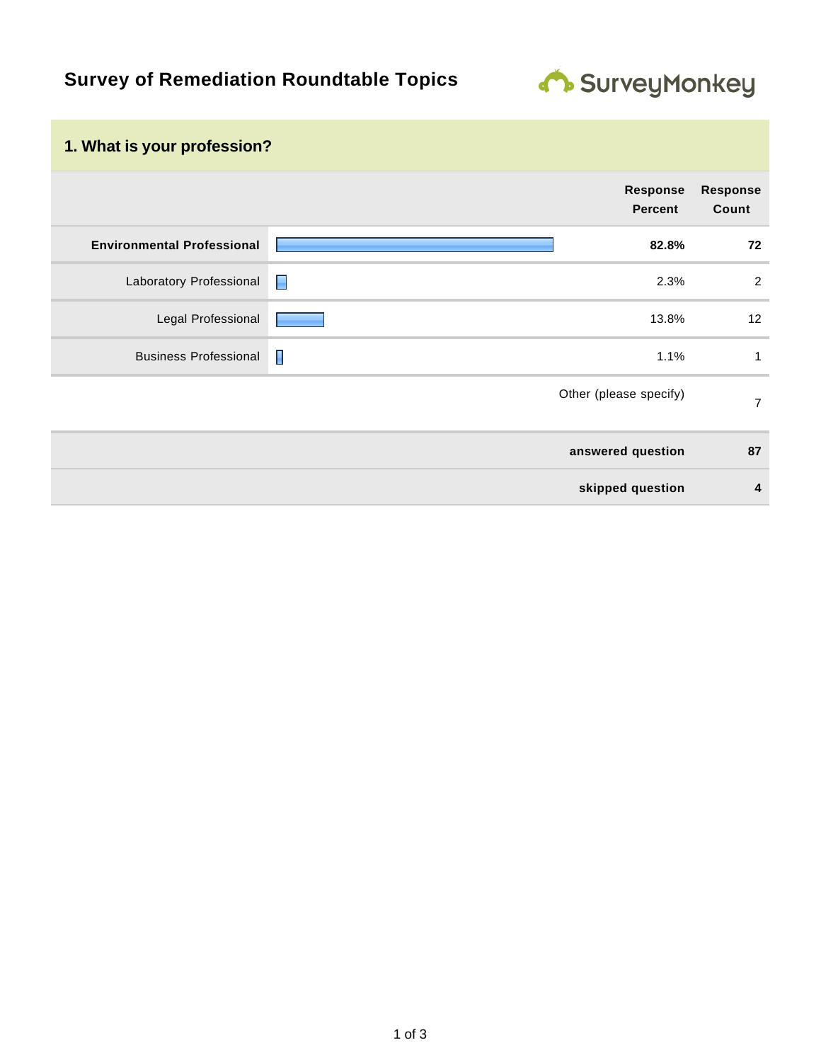# Survey of Remediation Roundtable Topics

## 1. What is your profession?

| | Response Percent | Response Count |
|---|---|---|
| **Environmental Professional** | **82.8%** | **72** |
| Laboratory Professional | 2.3% | 2 |
| Legal Professional | 13.8% | 12 |
| Business Professional | 1.1% | 1 |
| Other (please specify) | | 7 |
| **answered question** | | **87** |
| **skipped question** | | **4** |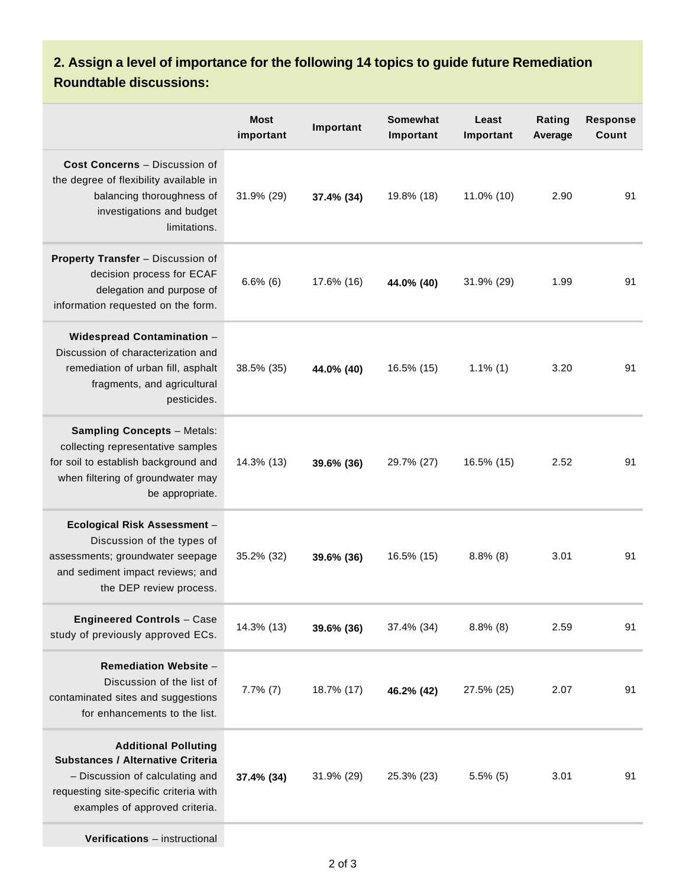## 2. Assign a level of importance for the following 14 topics to guide future Remediation Roundtable discussions:

| | Most important | Important | Somewhat Important | Least Important | Rating Average | Response Count |
|---|---|---|---|---|---|---|
| **Cost Concerns** – Discussion of the degree of flexibility available in balancing thoroughness of investigations and budget limitations. | 31.9% (29) | **37.4% (34)** | 19.8% (18) | 11.0% (10) | 2.90 | 91 |
| **Property Transfer** – Discussion of decision process for ECAF delegation and purpose of information requested on the form. | 6.6% (6) | 17.6% (16) | **44.0% (40)** | 31.9% (29) | 1.99 | 91 |
| **Widespread Contamination** – Discussion of characterization and remediation of urban fill, asphalt fragments, and agricultural pesticides. | 38.5% (35) | **44.0% (40)** | 16.5% (15) | 1.1% (1) | 3.20 | 91 |
| **Sampling Concepts** – Metals: collecting representative samples for soil to establish background and when filtering of groundwater may be appropriate. | 14.3% (13) | **39.6% (36)** | 29.7% (27) | 16.5% (15) | 2.52 | 91 |
| **Ecological Risk Assessment** – Discussion of the types of assessments; groundwater seepage and sediment impact reviews; and the DEP review process. | 35.2% (32) | **39.6% (36)** | 16.5% (15) | 8.8% (8) | 3.01 | 91 |
| **Engineered Controls** – Case study of previously approved ECs. | 14.3% (13) | **39.6% (36)** | 37.4% (34) | 8.8% (8) | 2.59 | 91 |
| **Remediation Website** – Discussion of the list of contaminated sites and suggestions for enhancements to the list. | 7.7% (7) | 18.7% (17) | **46.2% (42)** | 27.5% (25) | 2.07 | 91 |
| **Additional Polluting Substances / Alternative Criteria** – Discussion of calculating and requesting site-specific criteria with examples of approved criteria. | **37.4% (34)** | 31.9% (29) | 25.3% (23) | 5.5% (5) | 3.01 | 91 |
| **Verifications** – instructional | | | | | | |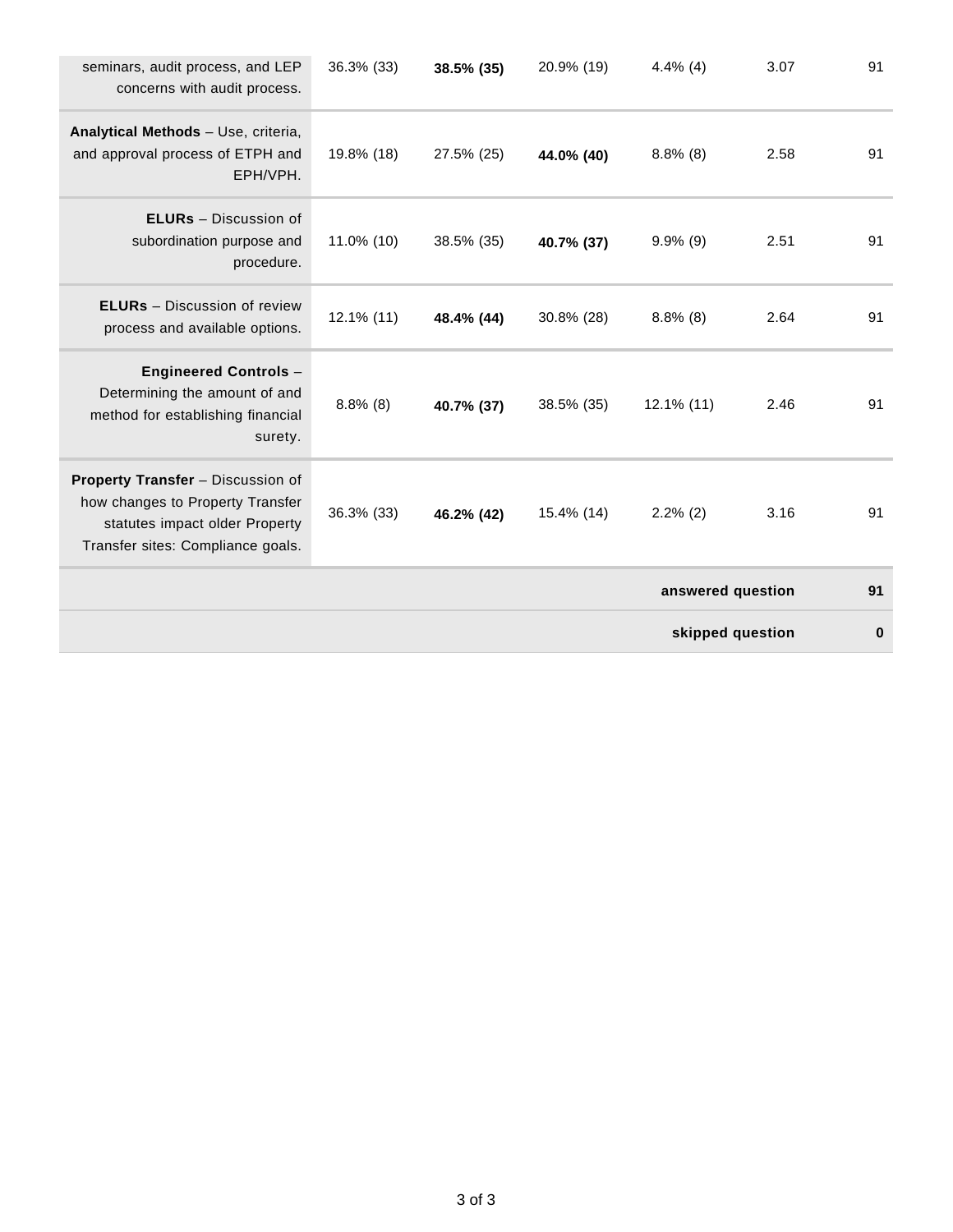| | | | | | | |
|---|---|---|---|---|---|---|
| seminars, audit process, and LEP concerns with audit process. | 36.3% (33) | **38.5% (35)** | 20.9% (19) | 4.4% (4) | 3.07 | 91 |
| **Analytical Methods** – Use, criteria, and approval process of ETPH and EPH/VPH. | 19.8% (18) | 27.5% (25) | **44.0% (40)** | 8.8% (8) | 2.58 | 91 |
| **ELURs** – Discussion of subordination purpose and procedure. | 11.0% (10) | 38.5% (35) | **40.7% (37)** | 9.9% (9) | 2.51 | 91 |
| **ELURs** – Discussion of review process and available options. | 12.1% (11) | **48.4% (44)** | 30.8% (28) | 8.8% (8) | 2.64 | 91 |
| **Engineered Controls** – Determining the amount of and method for establishing financial surety. | 8.8% (8) | **40.7% (37)** | 38.5% (35) | 12.1% (11) | 2.46 | 91 |
| **Property Transfer** – Discussion of how changes to Property Transfer statutes impact older Property Transfer sites: Compliance goals. | 36.3% (33) | **46.2% (42)** | 15.4% (14) | 2.2% (2) | 3.16 | 91 |
| | | | | | **answered question** | **91** |
| | | | | | **skipped question** | **0** |